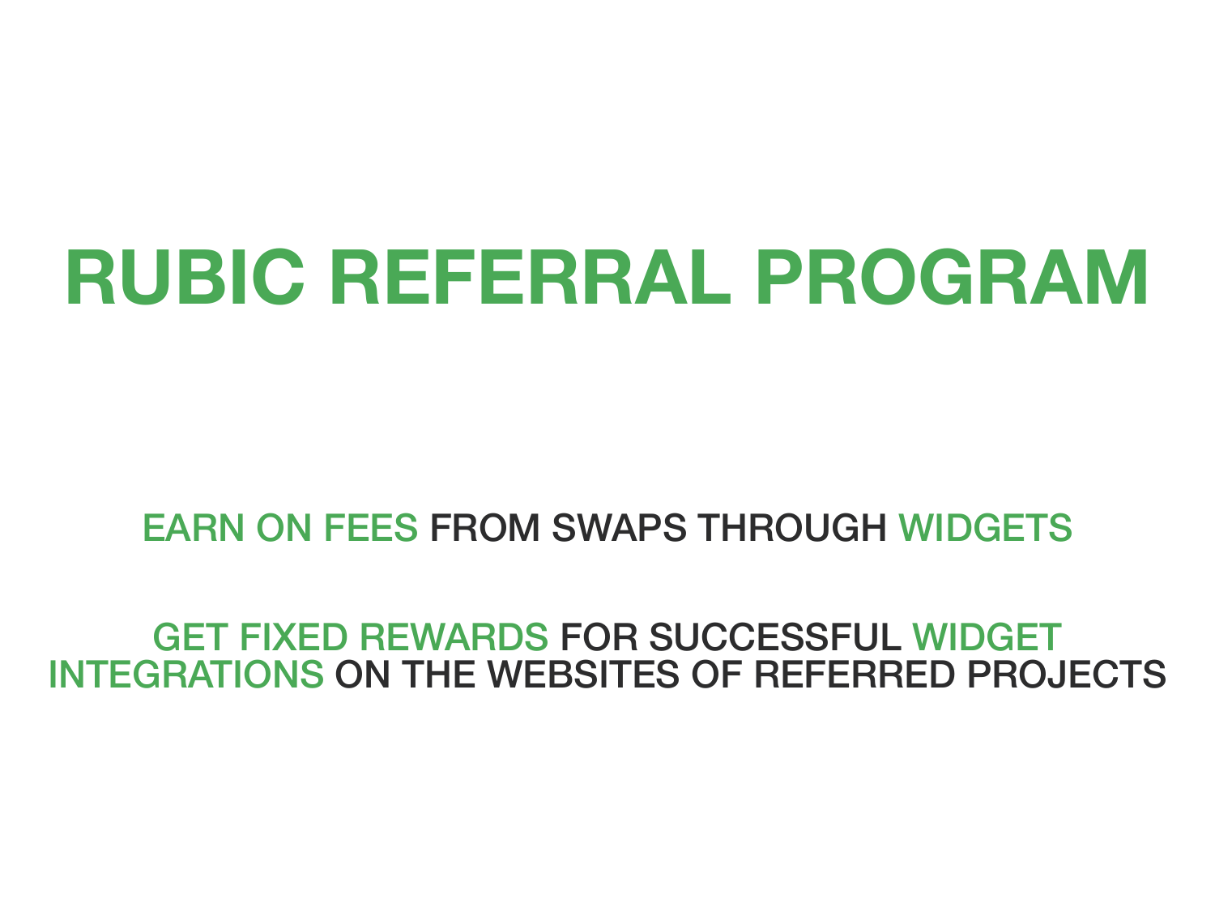# RUBIC REFERRAL PROGRAM

EARN ON FEES FROM SWAPS THROUGH WIDGETS

GET FIXED REWARDS FOR SUCCESSFUL WIDGET INTEGRATIONS ON THE WEBSITES OF REFERRED PROJECTS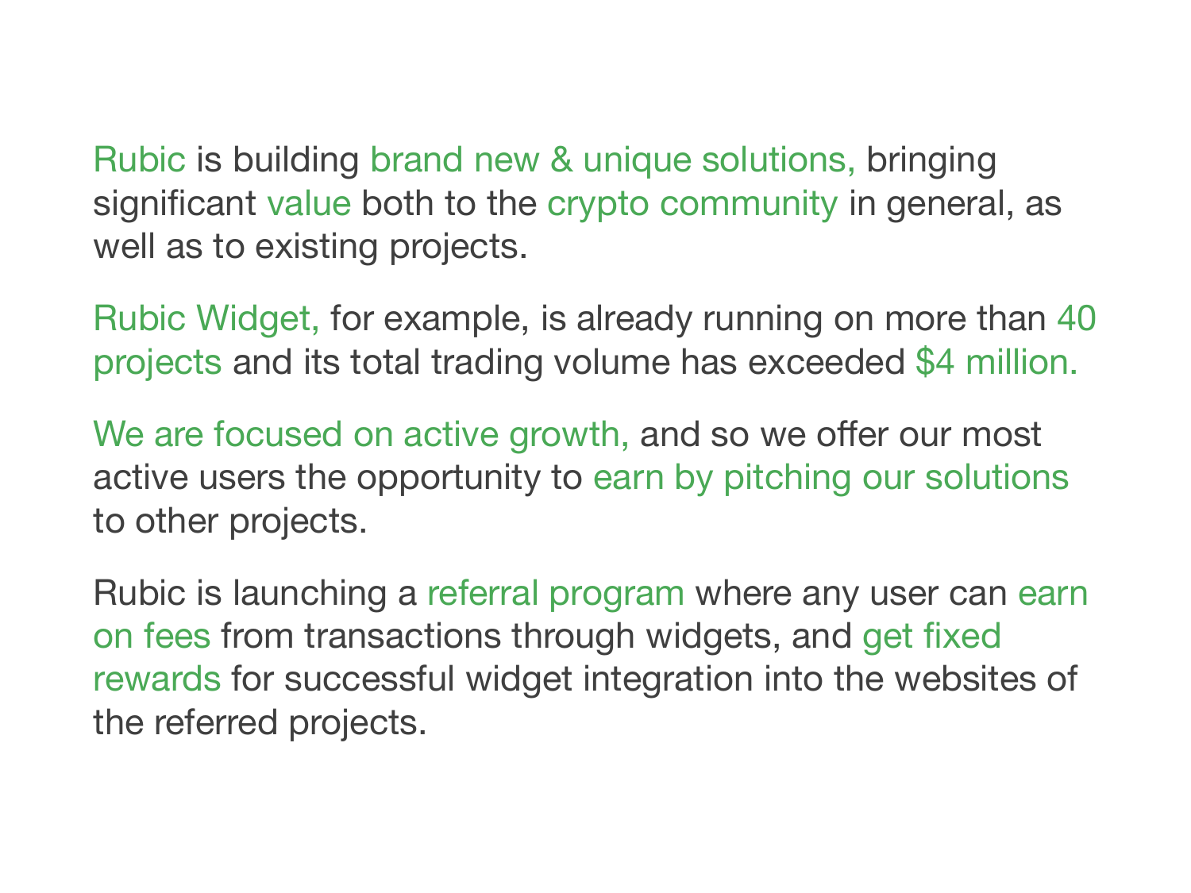Rubic is building brand new & unique solutions, bringing significant value both to the crypto community in general, as well as to existing projects.

Rubic Widget, for example, is already running on more than 40 projects and its total trading volume has exceeded $4 million.

We are focused on active growth, and so we offer our most active users the opportunity to earn by pitching our solutions to other projects.

Rubic is launching a referral program where any user can earn on fees from transactions through widgets, and get fixed rewards for successful widget integration into the websites of the referred projects.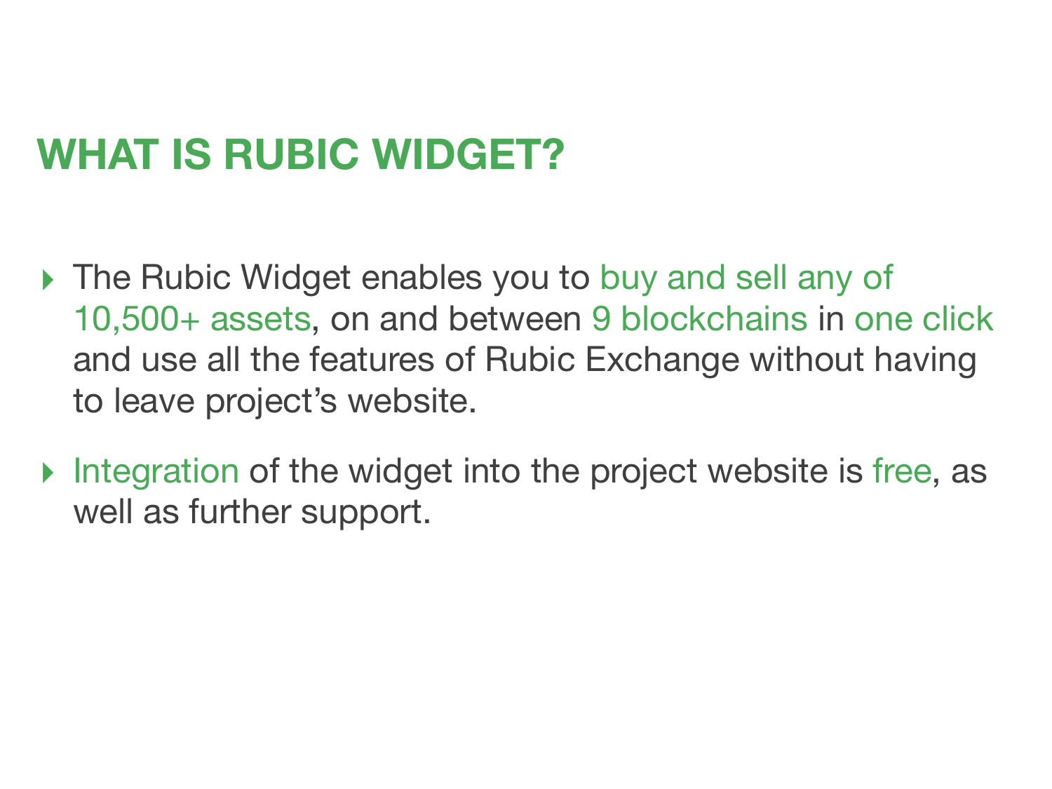# WHAT IS RUBIC WIDGET?

- The Rubic Widget enables you to buy and sell any of 10,500+ assets, on and between 9 blockchains in one click and use all the features of Rubic Exchange without having to leave project's website.
- Integration of the widget into the project website is free, as well as further support.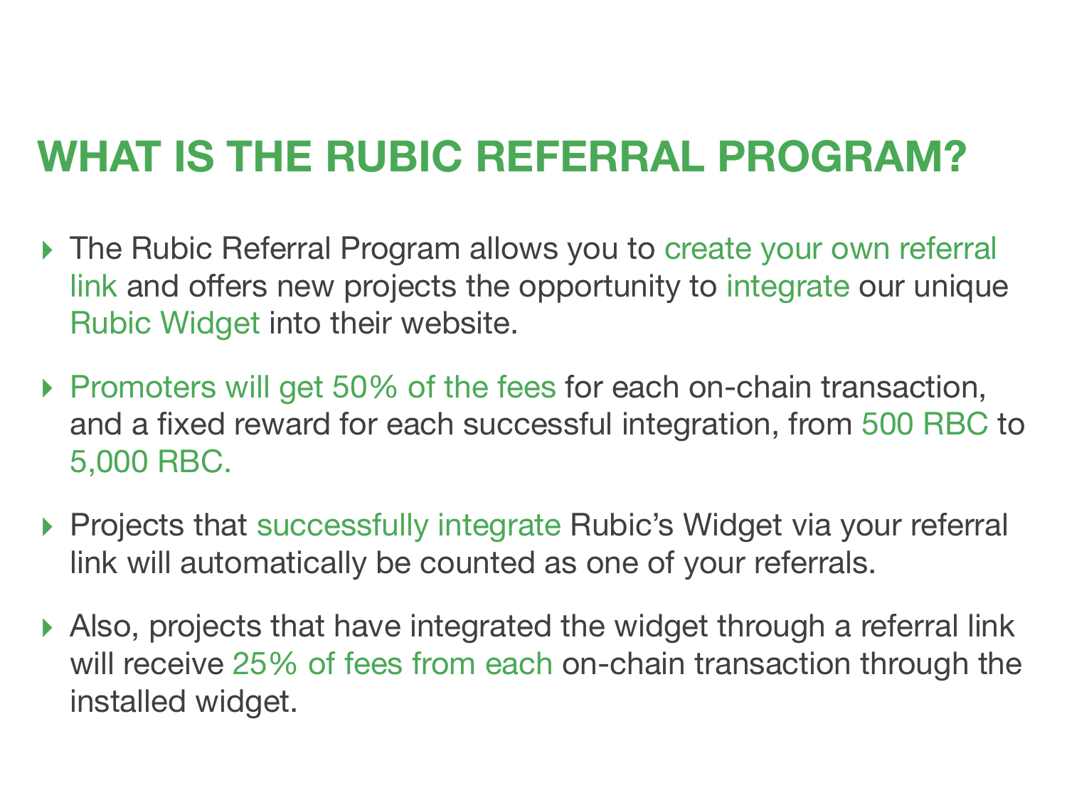# WHAT IS THE RUBIC REFERRAL PROGRAM?

- The Rubic Referral Program allows you to create your own referral link and offers new projects the opportunity to integrate our unique Rubic Widget into their website.
- Promoters will get 50% of the fees for each on-chain transaction, and a fixed reward for each successful integration, from 500 RBC to 5,000 RBC.
- Projects that successfully integrate Rubic's Widget via your referral link will automatically be counted as one of your referrals.
- Also, projects that have integrated the widget through a referral link will receive 25% of fees from each on-chain transaction through the installed widget.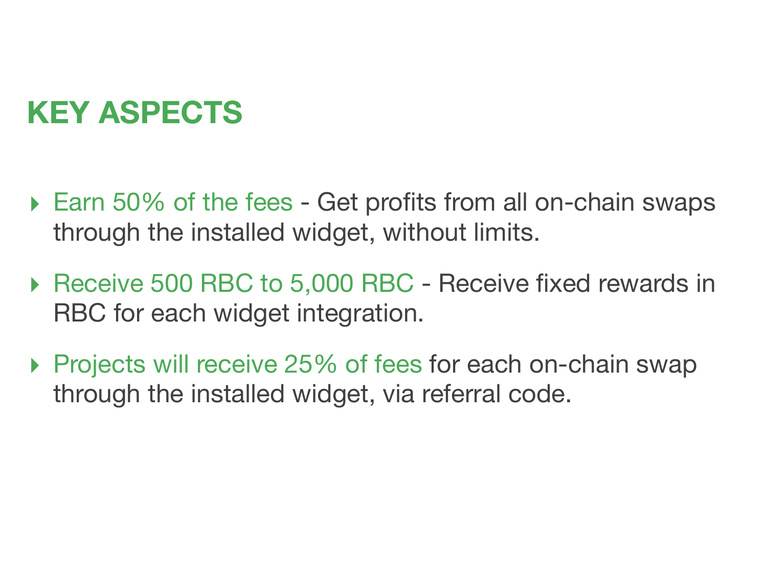## KEY ASPECTS

- Earn 50% of the fees - Get profits from all on-chain swaps through the installed widget, without limits.
- Receive 500 RBC to 5,000 RBC - Receive fixed rewards in RBC for each widget integration.
- Projects will receive 25% of fees for each on-chain swap through the installed widget, via referral code.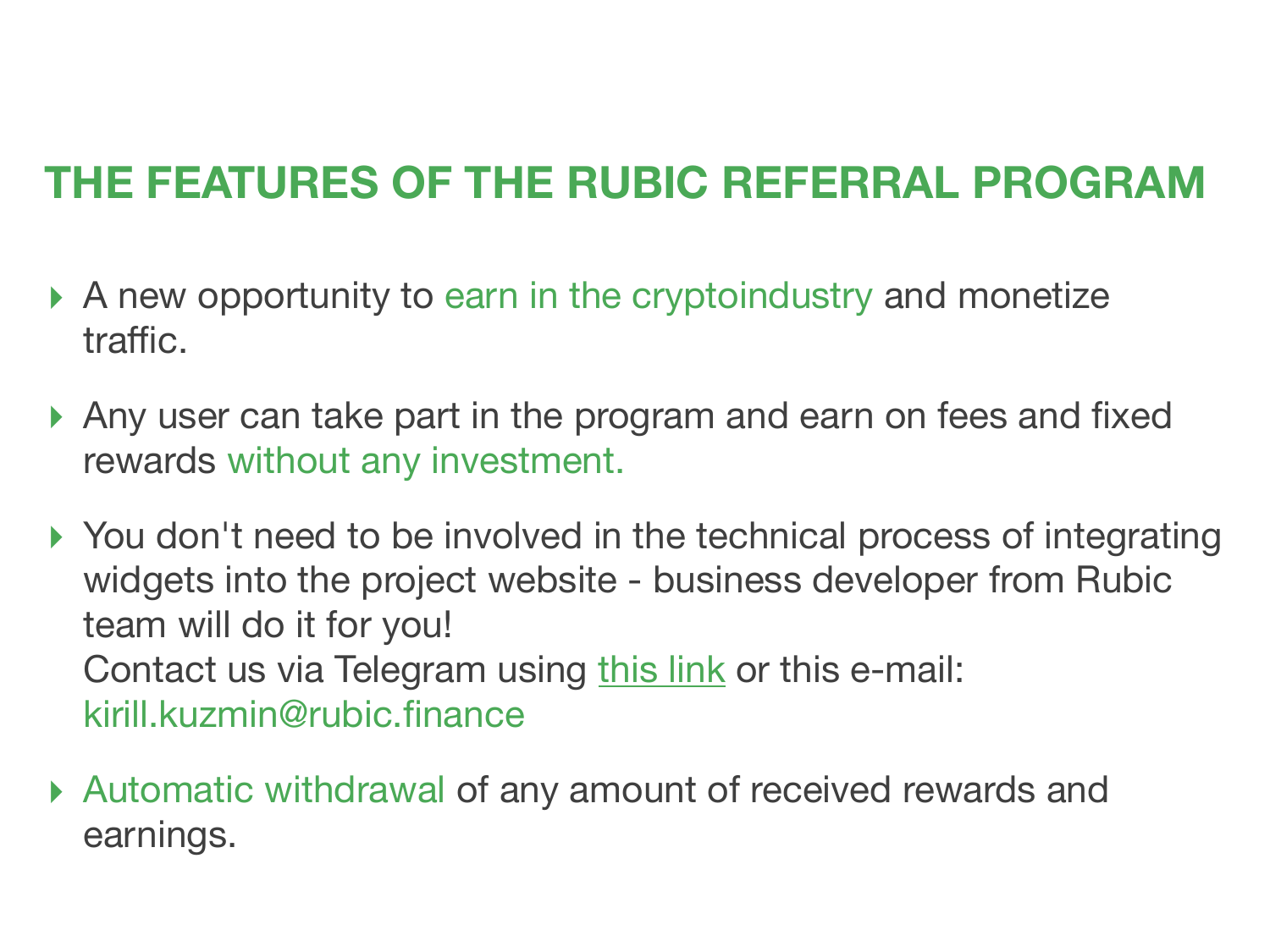# THE FEATURES OF THE RUBIC REFERRAL PROGRAM

- A new opportunity to earn in the cryptoindustry and monetize traffic.
- Any user can take part in the program and earn on fees and fixed rewards without any investment.
- You don't need to be involved in the technical process of integrating widgets into the project website - business developer from Rubic team will do it for you!
  Contact us via Telegram using this link or this e-mail: kirill.kuzmin@rubic.finance
- Automatic withdrawal of any amount of received rewards and earnings.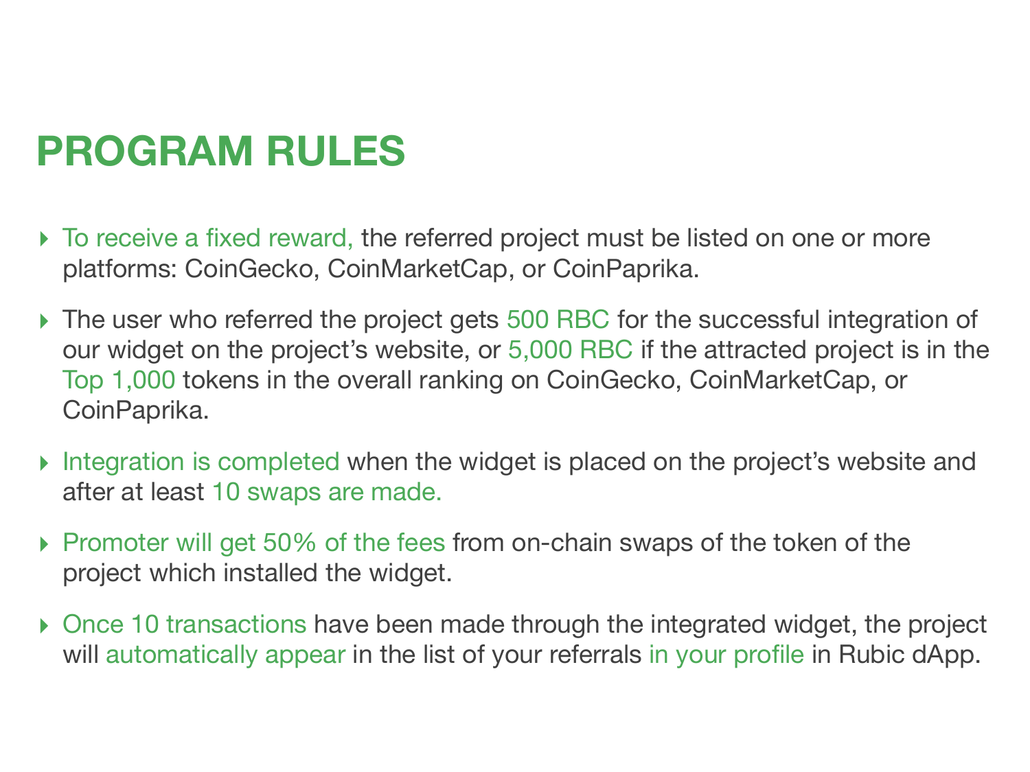# PROGRAM RULES

- To receive a fixed reward, the referred project must be listed on one or more platforms: CoinGecko, CoinMarketCap, or CoinPaprika.
- The user who referred the project gets 500 RBC for the successful integration of our widget on the project's website, or 5,000 RBC if the attracted project is in the Top 1,000 tokens in the overall ranking on CoinGecko, CoinMarketCap, or CoinPaprika.
- Integration is completed when the widget is placed on the project's website and after at least 10 swaps are made.
- Promoter will get 50% of the fees from on-chain swaps of the token of the project which installed the widget.
- Once 10 transactions have been made through the integrated widget, the project will automatically appear in the list of your referrals in your profile in Rubic dApp.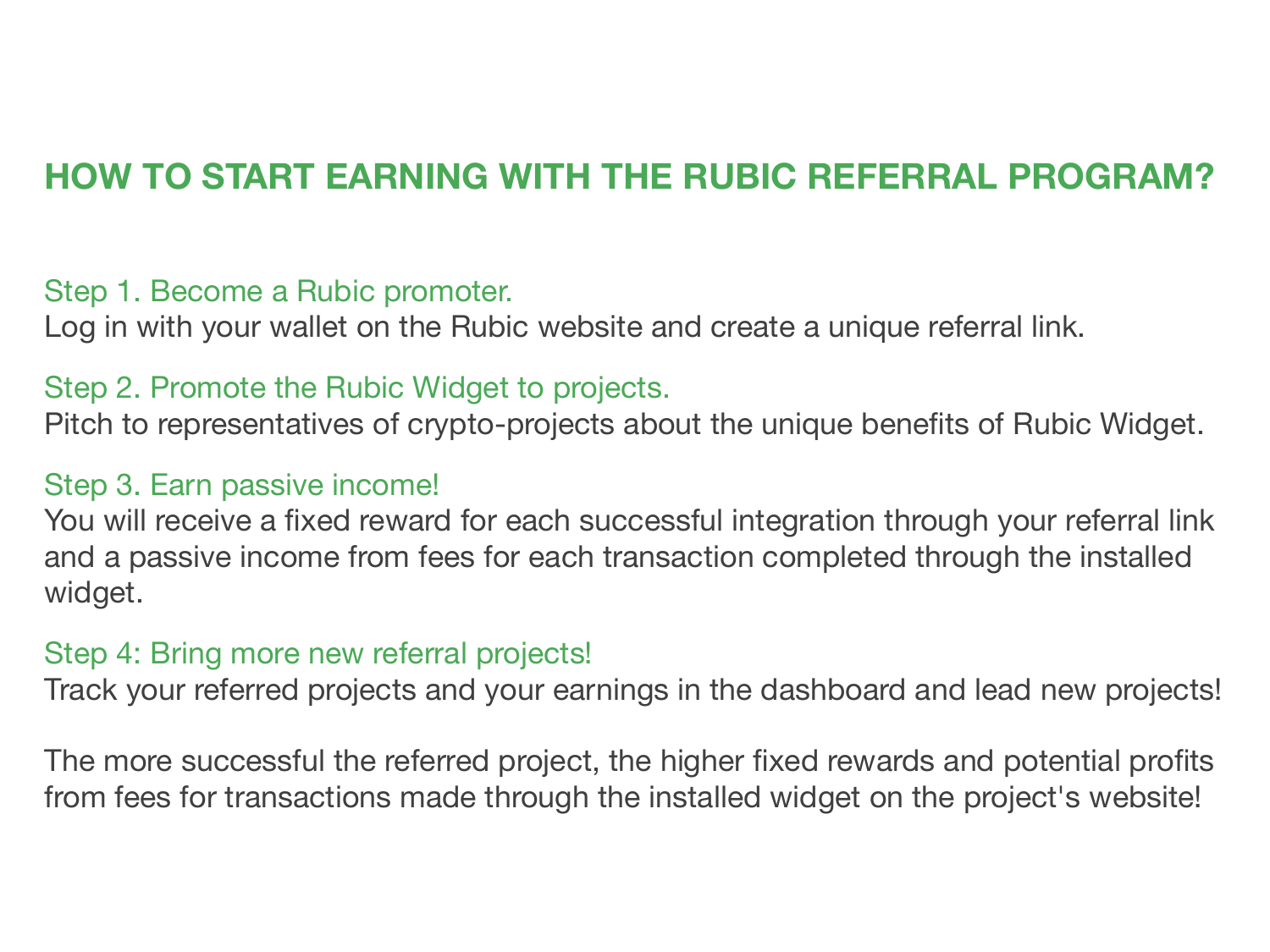## HOW TO START EARNING WITH THE RUBIC REFERRAL PROGRAM?

### Step 1. Become a Rubic promoter.

Log in with your wallet on the Rubic website and create a unique referral link.

### Step 2. Promote the Rubic Widget to projects.

Pitch to representatives of crypto-projects about the unique benefits of Rubic Widget.

### Step 3. Earn passive income!

You will receive a fixed reward for each successful integration through your referral link and a passive income from fees for each transaction completed through the installed widget.

### Step 4: Bring more new referral projects!

Track your referred projects and your earnings in the dashboard and lead new projects!

The more successful the referred project, the higher fixed rewards and potential profits from fees for transactions made through the installed widget on the project's website!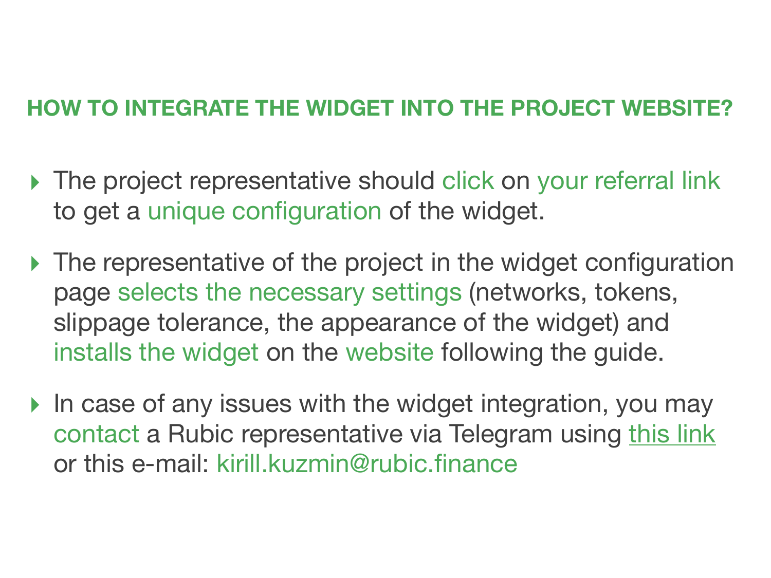## HOW TO INTEGRATE THE WIDGET INTO THE PROJECT WEBSITE?

- The project representative should click on your referral link to get a unique configuration of the widget.
- The representative of the project in the widget configuration page selects the necessary settings (networks, tokens, slippage tolerance, the appearance of the widget) and installs the widget on the website following the guide.
- In case of any issues with the widget integration, you may contact a Rubic representative via Telegram using this link or this e-mail: kirill.kuzmin@rubic.finance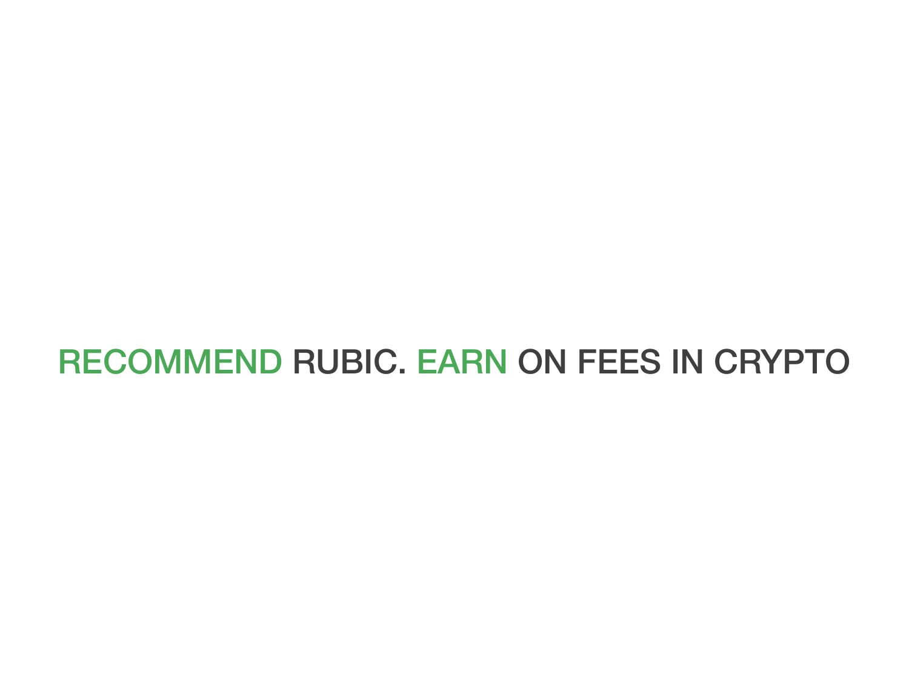RECOMMEND RUBIC. EARN ON FEES IN CRYPTO